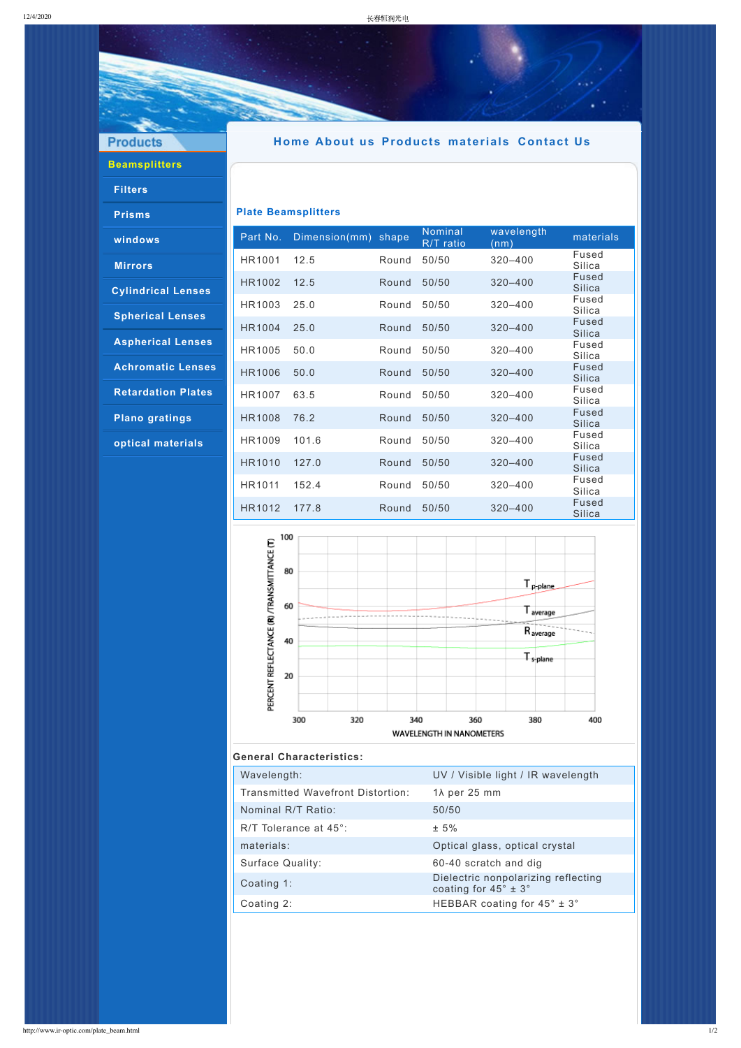**Products**

- **Beamsplitters**
- Filters
- Prisms
- windows
- Mirrors
- Cylindrical Lenses
- Spherical Lenses
- Aspherical Lenses
- Achromatic Lenses
- Retardation Plates
- Plano gratings
- optical materials

Home About us Products materials Contact Us

## Plate Beamsplitters

| Part No. | Dimension(mm) | shape | Nominal R/T ratio | wavelength (nm) | materials |
|---|---|---|---|---|---|
| HR1001 | 12.5 | Round | 50/50 | 320–400 | Fused Silica |
| HR1002 | 12.5 | Round | 50/50 | 320–400 | Fused Silica |
| HR1003 | 25.0 | Round | 50/50 | 320–400 | Fused Silica |
| HR1004 | 25.0 | Round | 50/50 | 320–400 | Fused Silica |
| HR1005 | 50.0 | Round | 50/50 | 320–400 | Fused Silica |
| HR1006 | 50.0 | Round | 50/50 | 320–400 | Fused Silica |
| HR1007 | 63.5 | Round | 50/50 | 320–400 | Fused Silica |
| HR1008 | 76.2 | Round | 50/50 | 320–400 | Fused Silica |
| HR1009 | 101.6 | Round | 50/50 | 320–400 | Fused Silica |
| HR1010 | 127.0 | Round | 50/50 | 320–400 | Fused Silica |
| HR1011 | 152.4 | Round | 50/50 | 320–400 | Fused Silica |
| HR1012 | 177.8 | Round | 50/50 | 320–400 | Fused Silica |

**General Characteristics:**

| | |
|---|---|
| Wavelength: | UV / Visible light / IR wavelength |
| Transmitted Wavefront Distortion: | 1λ per 25 mm |
| Nominal R/T Ratio: | 50/50 |
| R/T Tolerance at 45°: | ± 5% |
| materials: | Optical glass, optical crystal |
| Surface Quality: | 60-40 scratch and dig |
| Coating 1: | Dielectric nonpolarizing reflecting coating for 45° ± 3° |
| Coating 2: | HEBBAR coating for 45° ± 3° |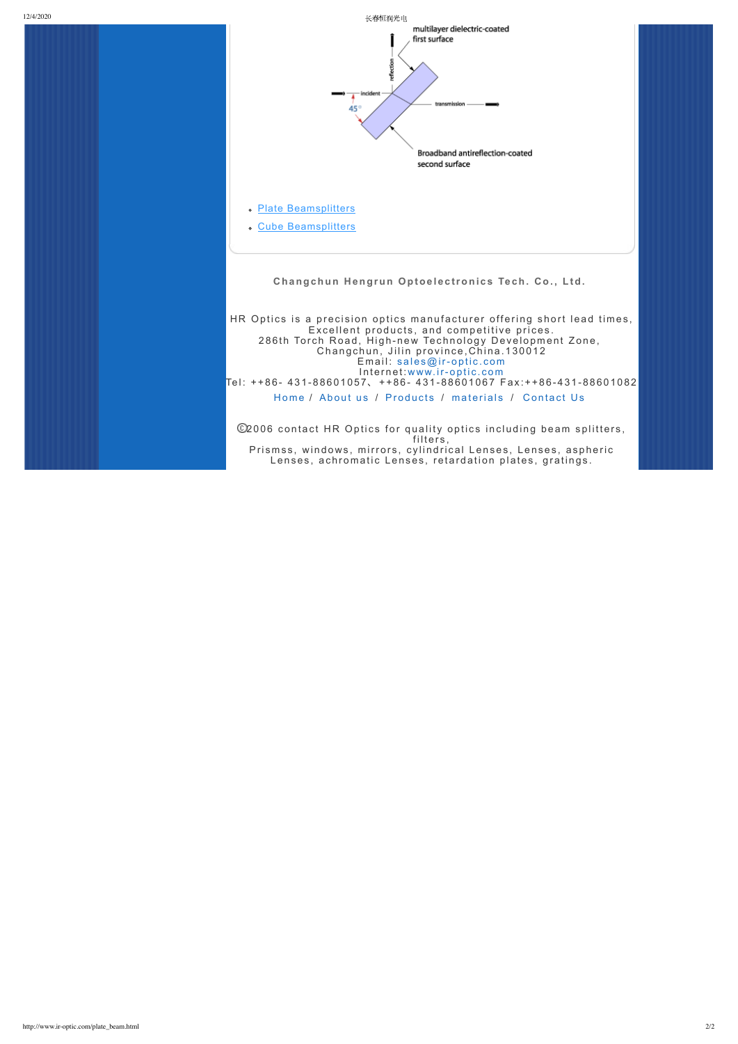multilayer dielectric-coated first surface

reflection

incident

45°

transmission

Broadband antireflection-coated second surface

- Plate Beamsplitters
- Cube Beamsplitters

**Changchun Hengrun Optoelectronics Tech. Co., Ltd.**

HR Optics is a precision optics manufacturer offering short lead times, Excellent products, and competitive prices.
286th Torch Road, High-new Technology Development Zone, Changchun, Jilin province,China.130012
Email: sales@ir-optic.com
Internet:www.ir-optic.com
Tel: ++86- 431-88601057、++86- 431-88601067 Fax:++86-431-88601082

Home / About us / Products / materials / Contact Us

©2006 contact HR Optics for quality optics including beam splitters, filters,
Prismss, windows, mirrors, cylindrical Lenses, Lenses, aspheric Lenses, achromatic Lenses, retardation plates, gratings.